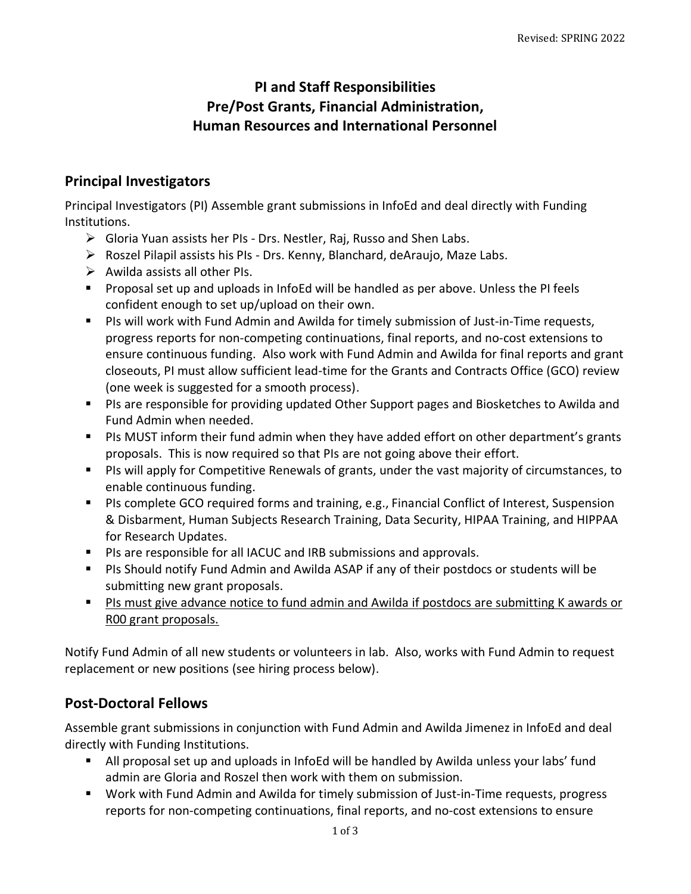Revised: SPRING 2022

# PI and Staff Responsibilities
# Pre/Post Grants, Financial Administration, Human Resources and International Personnel

## Principal Investigators

Principal Investigators (PI) Assemble grant submissions in InfoEd and deal directly with Funding Institutions.

- ➢ Gloria Yuan assists her PIs - Drs. Nestler, Raj, Russo and Shen Labs.
- ➢ Roszel Pilapil assists his PIs - Drs. Kenny, Blanchard, deAraujo, Maze Labs.
- ➢ Awilda assists all other PIs.
- Proposal set up and uploads in InfoEd will be handled as per above. Unless the PI feels confident enough to set up/upload on their own.
- PIs will work with Fund Admin and Awilda for timely submission of Just-in-Time requests, progress reports for non-competing continuations, final reports, and no-cost extensions to ensure continuous funding. Also work with Fund Admin and Awilda for final reports and grant closeouts, PI must allow sufficient lead-time for the Grants and Contracts Office (GCO) review (one week is suggested for a smooth process).
- PIs are responsible for providing updated Other Support pages and Biosketches to Awilda and Fund Admin when needed.
- PIs MUST inform their fund admin when they have added effort on other department's grants proposals. This is now required so that PIs are not going above their effort.
- PIs will apply for Competitive Renewals of grants, under the vast majority of circumstances, to enable continuous funding.
- PIs complete GCO required forms and training, e.g., Financial Conflict of Interest, Suspension & Disbarment, Human Subjects Research Training, Data Security, HIPAA Training, and HIPPAA for Research Updates.
- PIs are responsible for all IACUC and IRB submissions and approvals.
- PIs Should notify Fund Admin and Awilda ASAP if any of their postdocs or students will be submitting new grant proposals.
- <u>PIs must give advance notice to fund admin and Awilda if postdocs are submitting K awards or R00 grant proposals.</u>

Notify Fund Admin of all new students or volunteers in lab. Also, works with Fund Admin to request replacement or new positions (see hiring process below).

## Post-Doctoral Fellows

Assemble grant submissions in conjunction with Fund Admin and Awilda Jimenez in InfoEd and deal directly with Funding Institutions.

- All proposal set up and uploads in InfoEd will be handled by Awilda unless your labs' fund admin are Gloria and Roszel then work with them on submission.
- Work with Fund Admin and Awilda for timely submission of Just-in-Time requests, progress reports for non-competing continuations, final reports, and no-cost extensions to ensure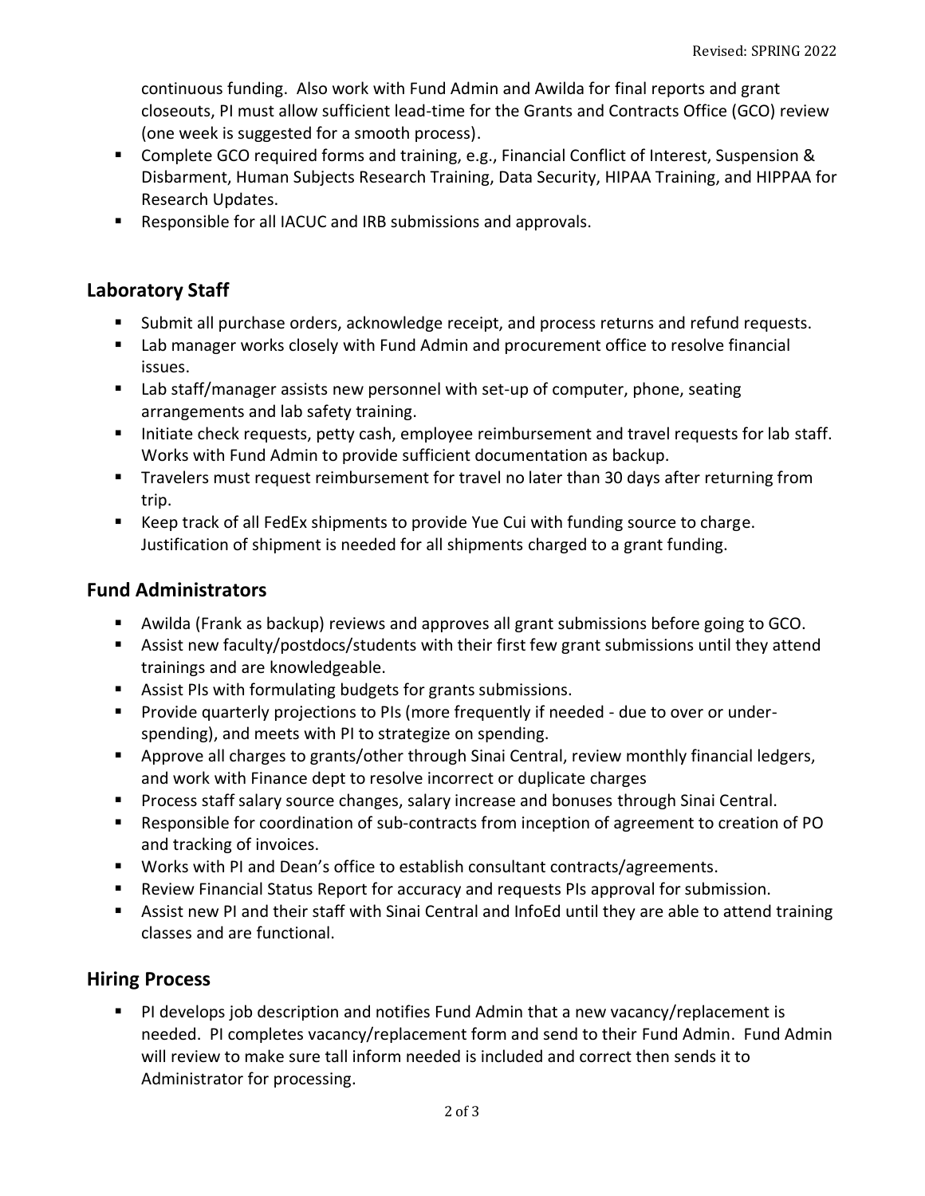continuous funding. Also work with Fund Admin and Awilda for final reports and grant closeouts, PI must allow sufficient lead-time for the Grants and Contracts Office (GCO) review (one week is suggested for a smooth process).

- Complete GCO required forms and training, e.g., Financial Conflict of Interest, Suspension & Disbarment, Human Subjects Research Training, Data Security, HIPAA Training, and HIPPAA for Research Updates.
- Responsible for all IACUC and IRB submissions and approvals.

## Laboratory Staff

- Submit all purchase orders, acknowledge receipt, and process returns and refund requests.
- Lab manager works closely with Fund Admin and procurement office to resolve financial issues.
- Lab staff/manager assists new personnel with set-up of computer, phone, seating arrangements and lab safety training.
- Initiate check requests, petty cash, employee reimbursement and travel requests for lab staff. Works with Fund Admin to provide sufficient documentation as backup.
- Travelers must request reimbursement for travel no later than 30 days after returning from trip.
- Keep track of all FedEx shipments to provide Yue Cui with funding source to charge. Justification of shipment is needed for all shipments charged to a grant funding.

## Fund Administrators

- Awilda (Frank as backup) reviews and approves all grant submissions before going to GCO.
- Assist new faculty/postdocs/students with their first few grant submissions until they attend trainings and are knowledgeable.
- Assist PIs with formulating budgets for grants submissions.
- Provide quarterly projections to PIs (more frequently if needed - due to over or under-spending), and meets with PI to strategize on spending.
- Approve all charges to grants/other through Sinai Central, review monthly financial ledgers, and work with Finance dept to resolve incorrect or duplicate charges
- Process staff salary source changes, salary increase and bonuses through Sinai Central.
- Responsible for coordination of sub-contracts from inception of agreement to creation of PO and tracking of invoices.
- Works with PI and Dean's office to establish consultant contracts/agreements.
- Review Financial Status Report for accuracy and requests PIs approval for submission.
- Assist new PI and their staff with Sinai Central and InfoEd until they are able to attend training classes and are functional.

## Hiring Process

- PI develops job description and notifies Fund Admin that a new vacancy/replacement is needed. PI completes vacancy/replacement form and send to their Fund Admin. Fund Admin will review to make sure tall inform needed is included and correct then sends it to Administrator for processing.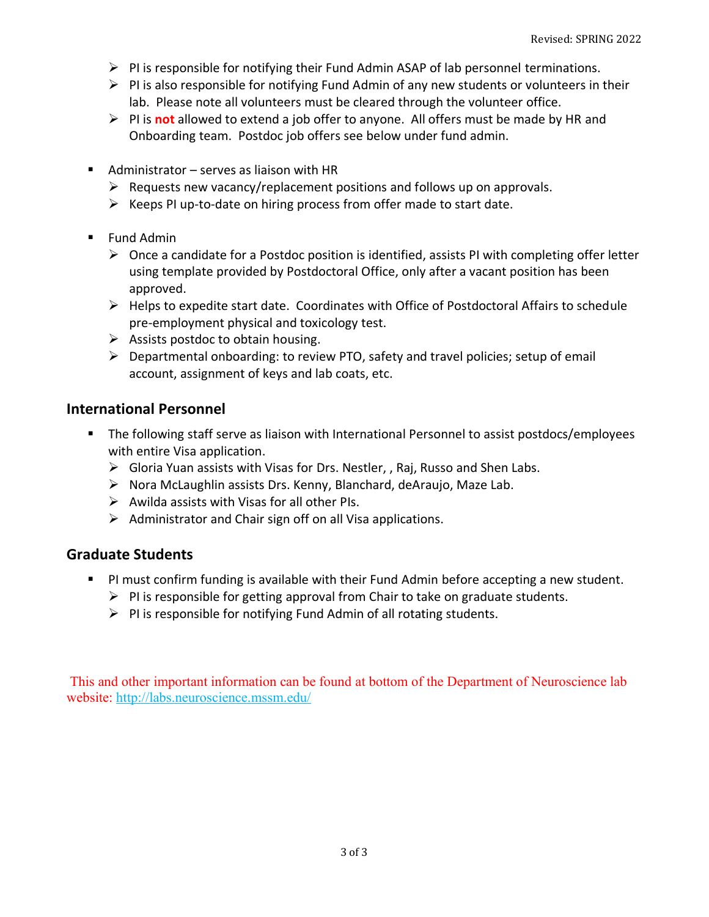- PI is responsible for notifying their Fund Admin ASAP of lab personnel terminations.
- PI is also responsible for notifying Fund Admin of any new students or volunteers in their lab. Please note all volunteers must be cleared through the volunteer office.
- PI is **not** allowed to extend a job offer to anyone. All offers must be made by HR and Onboarding team. Postdoc job offers see below under fund admin.

- Administrator – serves as liaison with HR
  - Requests new vacancy/replacement positions and follows up on approvals.
  - Keeps PI up-to-date on hiring process from offer made to start date.

- Fund Admin
  - Once a candidate for a Postdoc position is identified, assists PI with completing offer letter using template provided by Postdoctoral Office, only after a vacant position has been approved.
  - Helps to expedite start date. Coordinates with Office of Postdoctoral Affairs to schedule pre-employment physical and toxicology test.
  - Assists postdoc to obtain housing.
  - Departmental onboarding: to review PTO, safety and travel policies; setup of email account, assignment of keys and lab coats, etc.

## International Personnel

- The following staff serve as liaison with International Personnel to assist postdocs/employees with entire Visa application.
  - Gloria Yuan assists with Visas for Drs. Nestler, , Raj, Russo and Shen Labs.
  - Nora McLaughlin assists Drs. Kenny, Blanchard, deAraujo, Maze Lab.
  - Awilda assists with Visas for all other PIs.
  - Administrator and Chair sign off on all Visa applications.

## Graduate Students

- PI must confirm funding is available with their Fund Admin before accepting a new student.
  - PI is responsible for getting approval from Chair to take on graduate students.
  - PI is responsible for notifying Fund Admin of all rotating students.

This and other important information can be found at bottom of the Department of Neuroscience lab website: http://labs.neuroscience.mssm.edu/